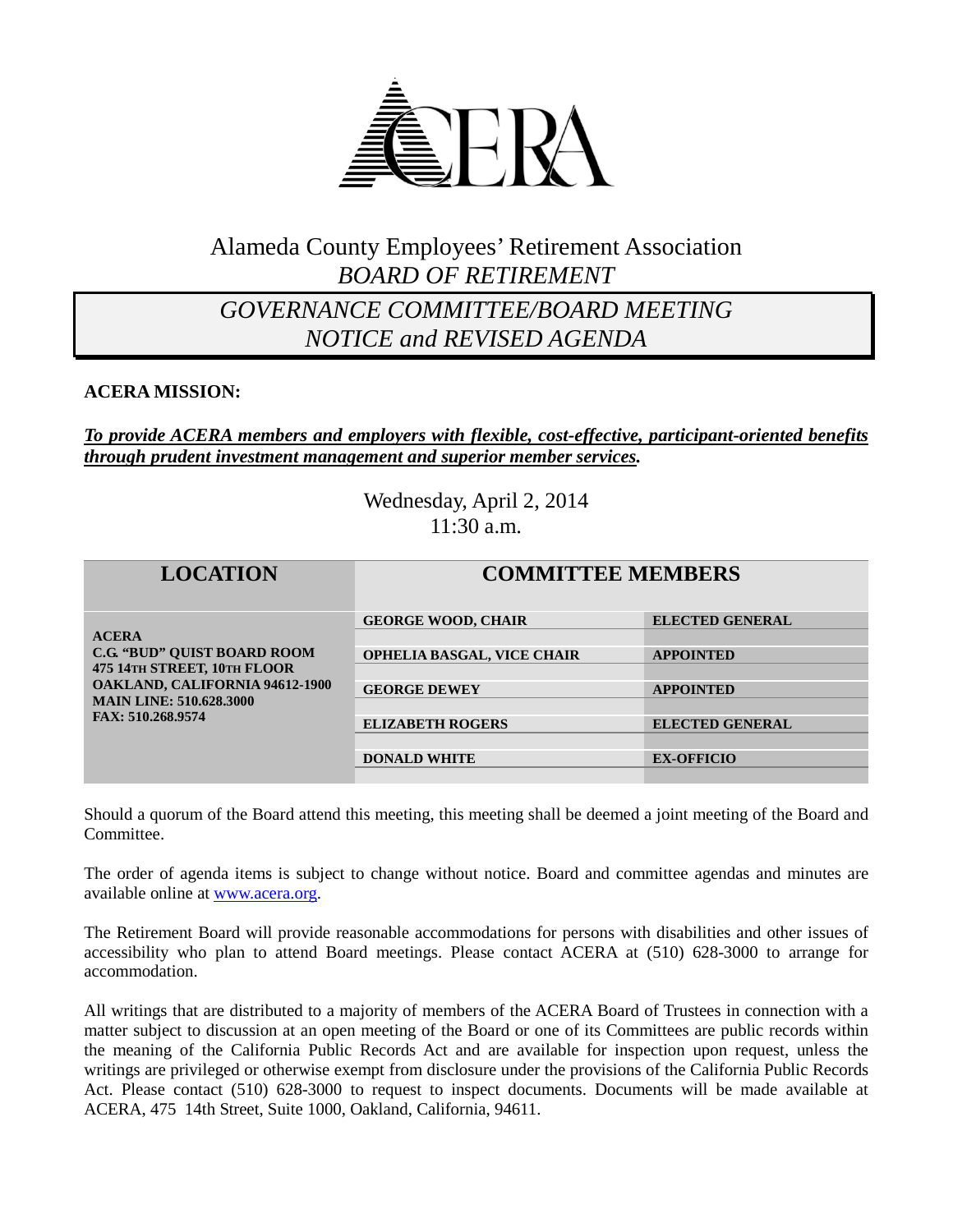# Alameda County Employees' Retirement Association

## *BOARD OF RETIREMENT*

## *GOVERNANCE COMMITTEE/BOARD MEETING NOTICE and REVISED AGENDA*

**ACERA MISSION:**

***To provide ACERA members and employers with flexible, cost-effective, participant-oriented benefits through prudent investment management and superior member services.***

Wednesday, April 2, 2014
11:30 a.m.

| LOCATION | COMMITTEE MEMBERS | |
|---|---|---|
| **ACERA**<br>**C.G. "BUD" QUIST BOARD ROOM**<br>**475 14TH STREET, 10TH FLOOR**<br>**OAKLAND, CALIFORNIA 94612-1900**<br>**MAIN LINE: 510.628.3000**<br>**FAX: 510.268.9574** | **GEORGE WOOD, CHAIR** | **ELECTED GENERAL** |
| | **OPHELIA BASGAL, VICE CHAIR** | **APPOINTED** |
| | **GEORGE DEWEY** | **APPOINTED** |
| | **ELIZABETH ROGERS** | **ELECTED GENERAL** |
| | **DONALD WHITE** | **EX-OFFICIO** |

Should a quorum of the Board attend this meeting, this meeting shall be deemed a joint meeting of the Board and Committee.

The order of agenda items is subject to change without notice. Board and committee agendas and minutes are available online at www.acera.org.

The Retirement Board will provide reasonable accommodations for persons with disabilities and other issues of accessibility who plan to attend Board meetings. Please contact ACERA at (510) 628-3000 to arrange for accommodation.

All writings that are distributed to a majority of members of the ACERA Board of Trustees in connection with a matter subject to discussion at an open meeting of the Board or one of its Committees are public records within the meaning of the California Public Records Act and are available for inspection upon request, unless the writings are privileged or otherwise exempt from disclosure under the provisions of the California Public Records Act. Please contact (510) 628-3000 to request to inspect documents. Documents will be made available at ACERA, 475 14th Street, Suite 1000, Oakland, California, 94611.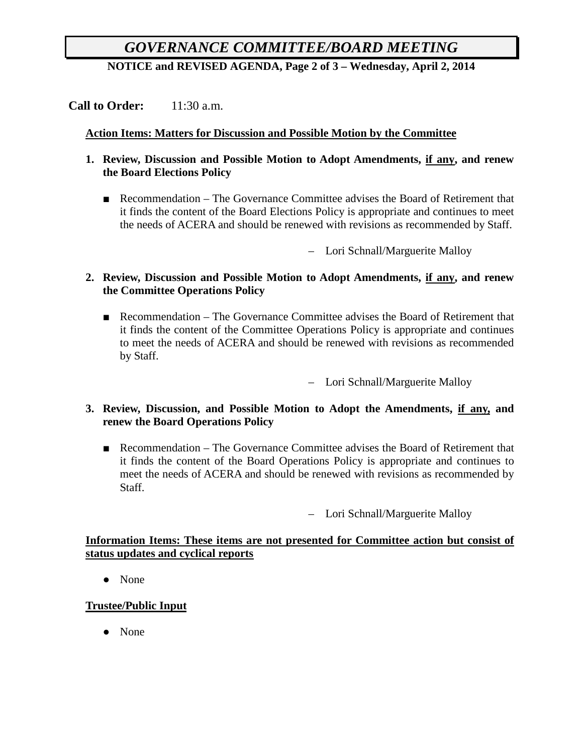# *GOVERNANCE COMMITTEE/BOARD MEETING*

**NOTICE and REVISED AGENDA, Page 2 of 3 – Wednesday, April 2, 2014**

**Call to Order:** 11:30 a.m.

**<u>Action Items: Matters for Discussion and Possible Motion by the Committee</u>**

1. **Review, Discussion and Possible Motion to Adopt Amendments, <u>if any</u>, and renew the Board Elections Policy**

   ■ Recommendation – The Governance Committee advises the Board of Retirement that it finds the content of the Board Elections Policy is appropriate and continues to meet the needs of ACERA and should be renewed with revisions as recommended by Staff.

   – Lori Schnall/Marguerite Malloy

2. **Review, Discussion and Possible Motion to Adopt Amendments, <u>if any</u>, and renew the Committee Operations Policy**

   ■ Recommendation – The Governance Committee advises the Board of Retirement that it finds the content of the Committee Operations Policy is appropriate and continues to meet the needs of ACERA and should be renewed with revisions as recommended by Staff.

   – Lori Schnall/Marguerite Malloy

3. **Review, Discussion, and Possible Motion to Adopt the Amendments, <u>if any,</u> and renew the Board Operations Policy**

   ■ Recommendation – The Governance Committee advises the Board of Retirement that it finds the content of the Board Operations Policy is appropriate and continues to meet the needs of ACERA and should be renewed with revisions as recommended by Staff.

   – Lori Schnall/Marguerite Malloy

**<u>Information Items: These items are not presented for Committee action but consist of status updates and cyclical reports</u>**

- None

**<u>Trustee/Public Input</u>**

- None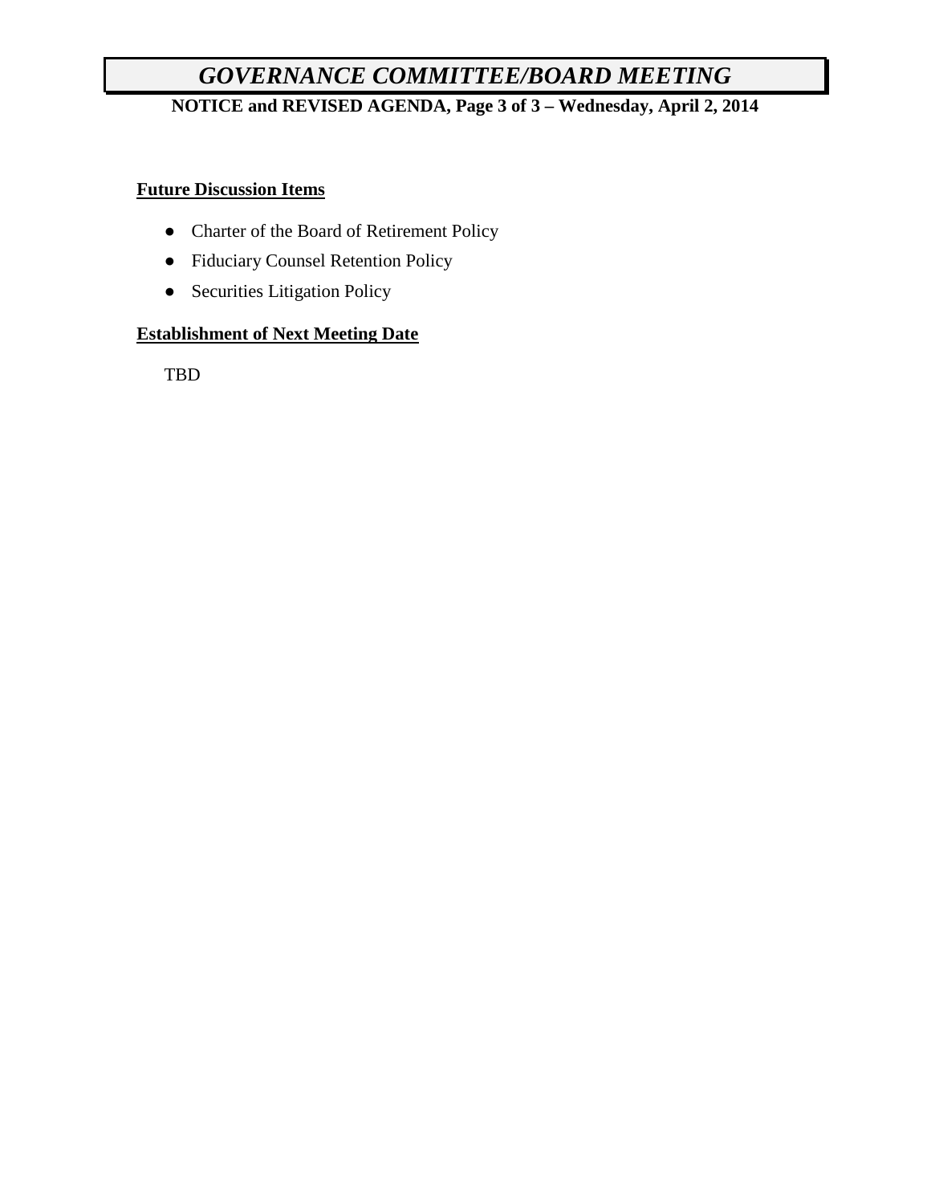**Future Discussion Items**

- Charter of the Board of Retirement Policy
- Fiduciary Counsel Retention Policy
- Securities Litigation Policy

**Establishment of Next Meeting Date**

TBD